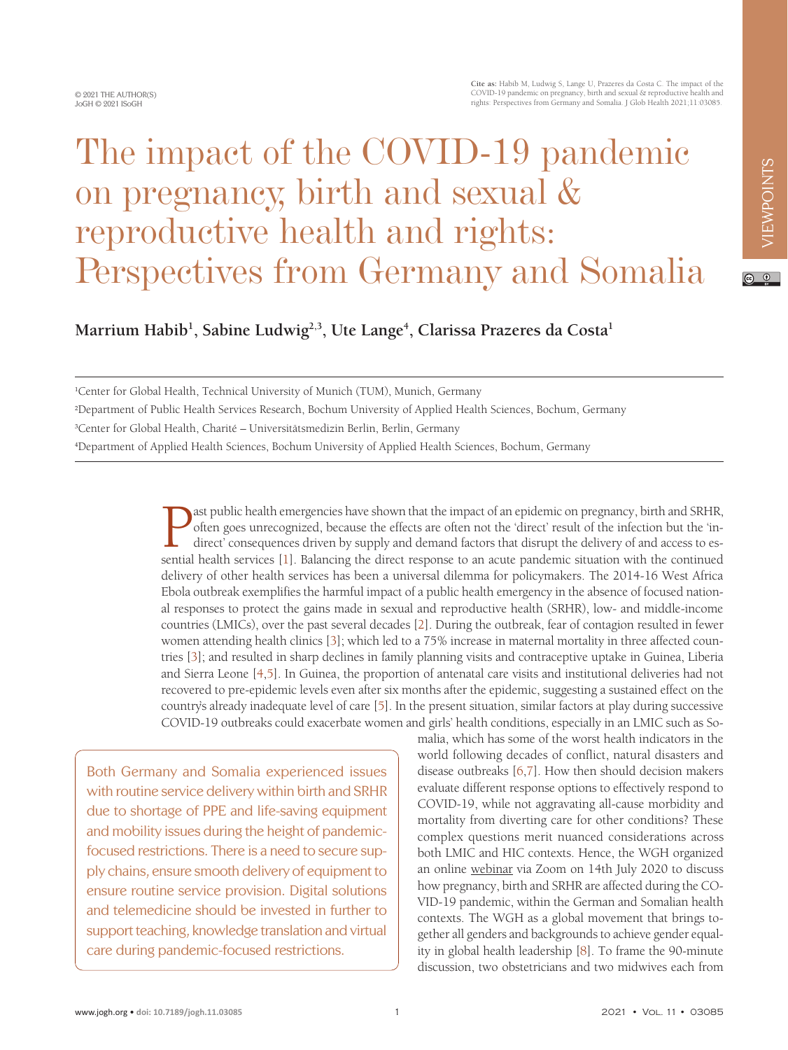Cite as: Habib M, Ludwig S, Lange U, Prazeres da Costa C. The impact of the COVID-19 pandemic on pregnancy, birth and sexual & reproductive health and rights: Perspectives from Germany and Somalia. J Glob Health 2021;11:03085.

# The impact of the COVID-19 pandemic on pregnancy, birth and sexual & reproductive health and rights: Perspectives from Germany and Somalia

**Marrium Habib[1], Sabine Ludwig[2,3], Ute Lange[4], Clarissa Prazeres da Costa[1]**

[1]Center for Global Health, Technical University of Munich (TUM), Munich, Germany
[2]Department of Public Health Services Research, Bochum University of Applied Health Sciences, Bochum, Germany
[3]Center for Global Health, Charité – Universitätsmedizin Berlin, Berlin, Germany
[4]Department of Applied Health Sciences, Bochum University of Applied Health Sciences, Bochum, Germany

Past public health emergencies have shown that the impact of an epidemic on pregnancy, birth and SRHR, often goes unrecognized, because the effects are often not the 'direct' result of the infection but the 'indirect' consequences driven by supply and demand factors that disrupt the delivery of and access to essential health services [1]. Balancing the direct response to an acute pandemic situation with the continued delivery of other health services has been a universal dilemma for policymakers. The 2014-16 West Africa Ebola outbreak exemplifies the harmful impact of a public health emergency in the absence of focused national responses to protect the gains made in sexual and reproductive health (SRHR), low- and middle-income countries (LMICs), over the past several decades [2]. During the outbreak, fear of contagion resulted in fewer women attending health clinics [3]; which led to a 75% increase in maternal mortality in three affected countries [3]; and resulted in sharp declines in family planning visits and contraceptive uptake in Guinea, Liberia and Sierra Leone [4,5]. In Guinea, the proportion of antenatal care visits and institutional deliveries had not recovered to pre-epidemic levels even after six months after the epidemic, suggesting a sustained effect on the country's already inadequate level of care [5]. In the present situation, similar factors at play during successive COVID-19 outbreaks could exacerbate women and girls' health conditions, especially in an LMIC such as Somalia, which has some of the worst health indicators in the world following decades of conflict, natural disasters and disease outbreaks [6,7]. How then should decision makers evaluate different response options to effectively respond to COVID-19, while not aggravating all-cause morbidity and mortality from diverting care for other conditions? These complex questions merit nuanced considerations across both LMIC and HIC contexts. Hence, the WGH organized an online webinar via Zoom on 14th July 2020 to discuss how pregnancy, birth and SRHR are affected during the COVID-19 pandemic, within the German and Somalian health contexts. The WGH as a global movement that brings together all genders and backgrounds to achieve gender equality in global health leadership [8]. To frame the 90-minute discussion, two obstetricians and two midwives each from

> Both Germany and Somalia experienced issues with routine service delivery within birth and SRHR due to shortage of PPE and life-saving equipment and mobility issues during the height of pandemic-focused restrictions. There is a need to secure supply chains, ensure smooth delivery of equipment to ensure routine service provision. Digital solutions and telemedicine should be invested in further to support teaching, knowledge translation and virtual care during pandemic-focused restrictions.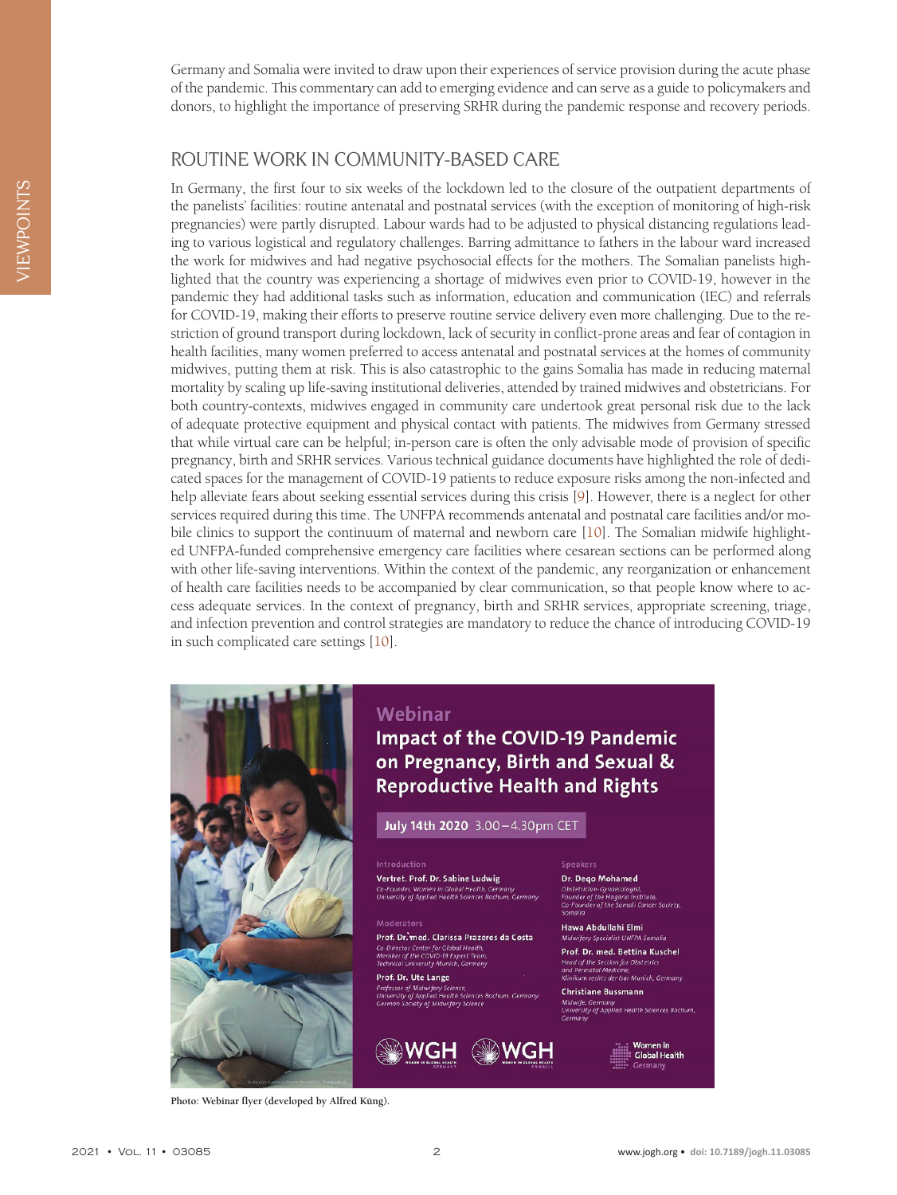Germany and Somalia were invited to draw upon their experiences of service provision during the acute phase of the pandemic. This commentary can add to emerging evidence and can serve as a guide to policymakers and donors, to highlight the importance of preserving SRHR during the pandemic response and recovery periods.

## ROUTINE WORK IN COMMUNITY-BASED CARE

In Germany, the first four to six weeks of the lockdown led to the closure of the outpatient departments of the panelists' facilities: routine antenatal and postnatal services (with the exception of monitoring of high-risk pregnancies) were partly disrupted. Labour wards had to be adjusted to physical distancing regulations leading to various logistical and regulatory challenges. Barring admittance to fathers in the labour ward increased the work for midwives and had negative psychosocial effects for the mothers. The Somalian panelists highlighted that the country was experiencing a shortage of midwives even prior to COVID-19, however in the pandemic they had additional tasks such as information, education and communication (IEC) and referrals for COVID-19, making their efforts to preserve routine service delivery even more challenging. Due to the restriction of ground transport during lockdown, lack of security in conflict-prone areas and fear of contagion in health facilities, many women preferred to access antenatal and postnatal services at the homes of community midwives, putting them at risk. This is also catastrophic to the gains Somalia has made in reducing maternal mortality by scaling up life-saving institutional deliveries, attended by trained midwives and obstetricians. For both country-contexts, midwives engaged in community care undertook great personal risk due to the lack of adequate protective equipment and physical contact with patients. The midwives from Germany stressed that while virtual care can be helpful; in-person care is often the only advisable mode of provision of specific pregnancy, birth and SRHR services. Various technical guidance documents have highlighted the role of dedicated spaces for the management of COVID-19 patients to reduce exposure risks among the non-infected and help alleviate fears about seeking essential services during this crisis [9]. However, there is a neglect for other services required during this time. The UNFPA recommends antenatal and postnatal care facilities and/or mobile clinics to support the continuum of maternal and newborn care [10]. The Somalian midwife highlighted UNFPA-funded comprehensive emergency care facilities where cesarean sections can be performed along with other life-saving interventions. Within the context of the pandemic, any reorganization or enhancement of health care facilities needs to be accompanied by clear communication, so that people know where to access adequate services. In the context of pregnancy, birth and SRHR services, appropriate screening, triage, and infection prevention and control strategies are mandatory to reduce the chance of introducing COVID-19 in such complicated care settings [10].

**Photo: Webinar flyer (developed by Alfred Küng).**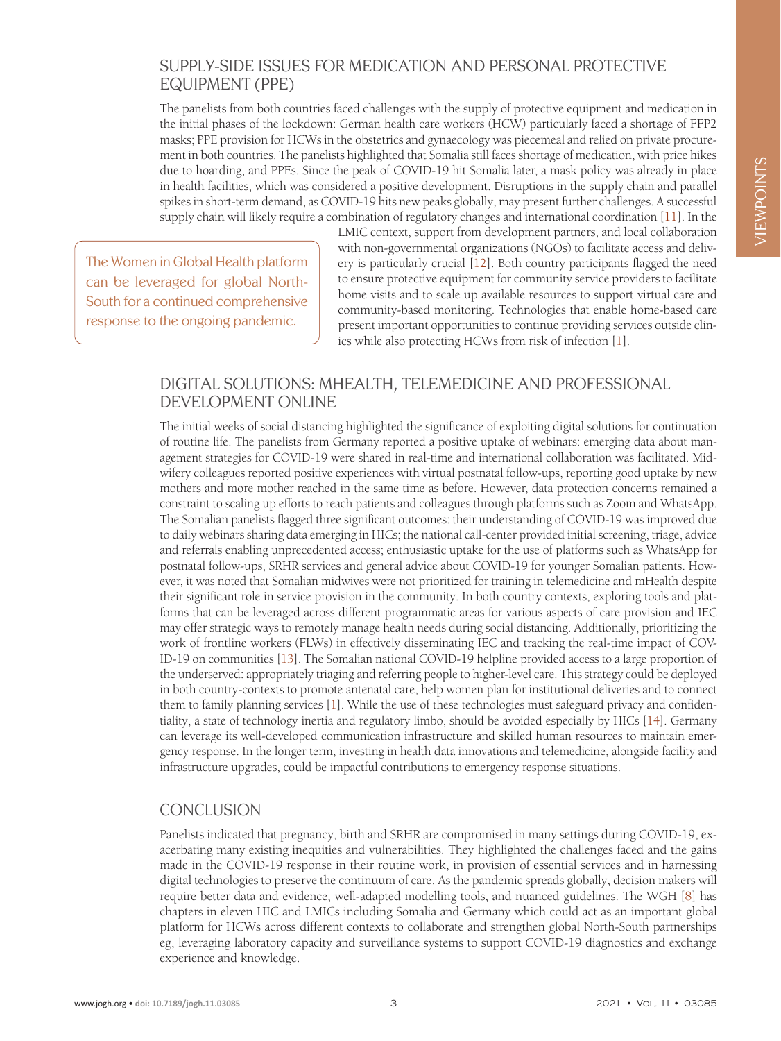## SUPPLY-SIDE ISSUES FOR MEDICATION AND PERSONAL PROTECTIVE EQUIPMENT (PPE)

The panelists from both countries faced challenges with the supply of protective equipment and medication in the initial phases of the lockdown: German health care workers (HCW) particularly faced a shortage of FFP2 masks; PPE provision for HCWs in the obstetrics and gynaecology was piecemeal and relied on private procurement in both countries. The panelists highlighted that Somalia still faces shortage of medication, with price hikes due to hoarding, and PPEs. Since the peak of COVID-19 hit Somalia later, a mask policy was already in place in health facilities, which was considered a positive development. Disruptions in the supply chain and parallel spikes in short-term demand, as COVID-19 hits new peaks globally, may present further challenges. A successful supply chain will likely require a combination of regulatory changes and international coordination [11]. In the LMIC context, support from development partners, and local collaboration with non-governmental organizations (NGOs) to facilitate access and delivery is particularly crucial [12]. Both country participants flagged the need to ensure protective equipment for community service providers to facilitate home visits and to scale up available resources to support virtual care and community-based monitoring. Technologies that enable home-based care present important opportunities to continue providing services outside clinics while also protecting HCWs from risk of infection [1].

> The Women in Global Health platform can be leveraged for global North-South for a continued comprehensive response to the ongoing pandemic.

## DIGITAL SOLUTIONS: MHEALTH, TELEMEDICINE AND PROFESSIONAL DEVELOPMENT ONLINE

The initial weeks of social distancing highlighted the significance of exploiting digital solutions for continuation of routine life. The panelists from Germany reported a positive uptake of webinars: emerging data about management strategies for COVID-19 were shared in real-time and international collaboration was facilitated. Midwifery colleagues reported positive experiences with virtual postnatal follow-ups, reporting good uptake by new mothers and more mother reached in the same time as before. However, data protection concerns remained a constraint to scaling up efforts to reach patients and colleagues through platforms such as Zoom and WhatsApp. The Somalian panelists flagged three significant outcomes: their understanding of COVID-19 was improved due to daily webinars sharing data emerging in HICs; the national call-center provided initial screening, triage, advice and referrals enabling unprecedented access; enthusiastic uptake for the use of platforms such as WhatsApp for postnatal follow-ups, SRHR services and general advice about COVID-19 for younger Somalian patients. However, it was noted that Somalian midwives were not prioritized for training in telemedicine and mHealth despite their significant role in service provision in the community. In both country contexts, exploring tools and platforms that can be leveraged across different programmatic areas for various aspects of care provision and IEC may offer strategic ways to remotely manage health needs during social distancing. Additionally, prioritizing the work of frontline workers (FLWs) in effectively disseminating IEC and tracking the real-time impact of COVID-19 on communities [13]. The Somalian national COVID-19 helpline provided access to a large proportion of the underserved: appropriately triaging and referring people to higher-level care. This strategy could be deployed in both country-contexts to promote antenatal care, help women plan for institutional deliveries and to connect them to family planning services [1]. While the use of these technologies must safeguard privacy and confidentiality, a state of technology inertia and regulatory limbo, should be avoided especially by HICs [14]. Germany can leverage its well-developed communication infrastructure and skilled human resources to maintain emergency response. In the longer term, investing in health data innovations and telemedicine, alongside facility and infrastructure upgrades, could be impactful contributions to emergency response situations.

## CONCLUSION

Panelists indicated that pregnancy, birth and SRHR are compromised in many settings during COVID-19, exacerbating many existing inequities and vulnerabilities. They highlighted the challenges faced and the gains made in the COVID-19 response in their routine work, in provision of essential services and in harnessing digital technologies to preserve the continuum of care. As the pandemic spreads globally, decision makers will require better data and evidence, well-adapted modelling tools, and nuanced guidelines. The WGH [8] has chapters in eleven HIC and LMICs including Somalia and Germany which could act as an important global platform for HCWs across different contexts to collaborate and strengthen global North-South partnerships eg, leveraging laboratory capacity and surveillance systems to support COVID-19 diagnostics and exchange experience and knowledge.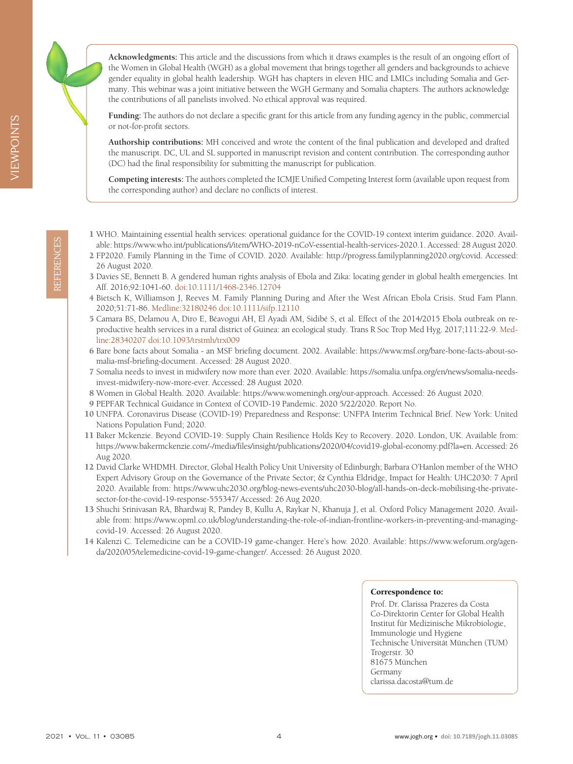**Acknowledgments:** This article and the discussions from which it draws examples is the result of an ongoing effort of the Women in Global Health (WGH) as a global movement that brings together all genders and backgrounds to achieve gender equality in global health leadership. WGH has chapters in eleven HIC and LMICs including Somalia and Germany. This webinar was a joint initiative between the WGH Germany and Somalia chapters. The authors acknowledge the contributions of all panelists involved. No ethical approval was required.

**Funding:** The authors do not declare a specific grant for this article from any funding agency in the public, commercial or not-for-profit sectors.

**Authorship contributions:** MH conceived and wrote the content of the final publication and developed and drafted the manuscript. DC, UL and SL supported in manuscript revision and content contribution. The corresponding author (DC) had the final responsibility for submitting the manuscript for publication.

**Competing interests:** The authors completed the ICMJE Unified Competing Interest form (available upon request from the corresponding author) and declare no conflicts of interest.

## REFERENCES

1 WHO. Maintaining essential health services: operational guidance for the COVID-19 context interim guidance. 2020. Available: https://www.who.int/publications/i/item/WHO-2019-nCoV-essential-health-services-2020.1. Accessed: 28 August 2020.

2 FP2020. Family Planning in the Time of COVID. 2020. Available: http://progress.familyplanning2020.org/covid. Accessed: 26 August 2020.

3 Davies SE, Bennett B. A gendered human rights analysis of Ebola and Zika: locating gender in global health emergencies. Int Aff. 2016;92:1041-60. doi:10.1111/1468-2346.12704

4 Bietsch K, Williamson J, Reeves M. Family Planning During and After the West African Ebola Crisis. Stud Fam Plann. 2020;51:71-86. Medline:32180246 doi:10.1111/sifp.12110

5 Camara BS, Delamou A, Diro E, Béavogui AH, El Ayadi AM, Sidibé S, et al. Effect of the 2014/2015 Ebola outbreak on reproductive health services in a rural district of Guinea: an ecological study. Trans R Soc Trop Med Hyg. 2017;111:22-9. Medline:28340207 doi:10.1093/trstmh/trx009

6 Bare bone facts about Somalia - an MSF briefing document. 2002. Available: https://www.msf.org/bare-bone-facts-about-somalia-msf-briefing-document. Accessed: 28 August 2020.

7 Somalia needs to invest in midwifery now more than ever. 2020. Available: https://somalia.unfpa.org/en/news/somalia-needs-invest-midwifery-now-more-ever. Accessed: 28 August 2020.

8 Women in Global Health. 2020. Available: https://www.womeningh.org/our-approach. Accessed: 26 August 2020.

9 PEPFAR Technical Guidance in Context of COVID-19 Pandemic. 2020 5/22/2020. Report No.

10 UNFPA. Coronavirus Disease (COVID-19) Preparedness and Response: UNFPA Interim Technical Brief. New York: United Nations Population Fund; 2020.

11 Baker Mckenzie. Beyond COVID-19: Supply Chain Resilience Holds Key to Recovery. 2020. London, UK. Available from: https://www.bakermckenzie.com/-/media/files/insight/publications/2020/04/covid19-global-economy.pdf?la=en. Accessed: 26 Aug 2020.

12 David Clarke WHDMH. Director, Global Health Policy Unit University of Edinburgh; Barbara O'Hanlon member of the WHO Expert Advisory Group on the Governance of the Private Sector; & Cynthia Eldridge, Impact for Health: UHC2030: 7 April 2020. Available from: https://www.uhc2030.org/blog-news-events/uhc2030-blog/all-hands-on-deck-mobilising-the-private-sector-for-the-covid-19-response-555347/ Accessed: 26 Aug 2020.

13 Shuchi Srinivasan RA, Bhardwaj R, Pandey B, Kullu A, Raykar N, Khanuja J, et al. Oxford Policy Management 2020. Available from: https://www.opml.co.uk/blog/understanding-the-role-of-indian-frontline-workers-in-preventing-and-managing-covid-19. Accessed: 26 August 2020.

14 Kalenzi C. Telemedicine can be a COVID-19 game-changer. Here's how. 2020. Available: https://www.weforum.org/agenda/2020/05/telemedicine-covid-19-game-changer/. Accessed: 26 August 2020.

**Correspondence to:**

Prof. Dr. Clarissa Prazeres da Costa
Co-Direktorin Center for Global Health
Institut für Medizinische Mikrobiologie, Immunologie und Hygiene
Technische Universität München (TUM)
Trogerstr. 30
81675 München
Germany
clarissa.dacosta@tum.de